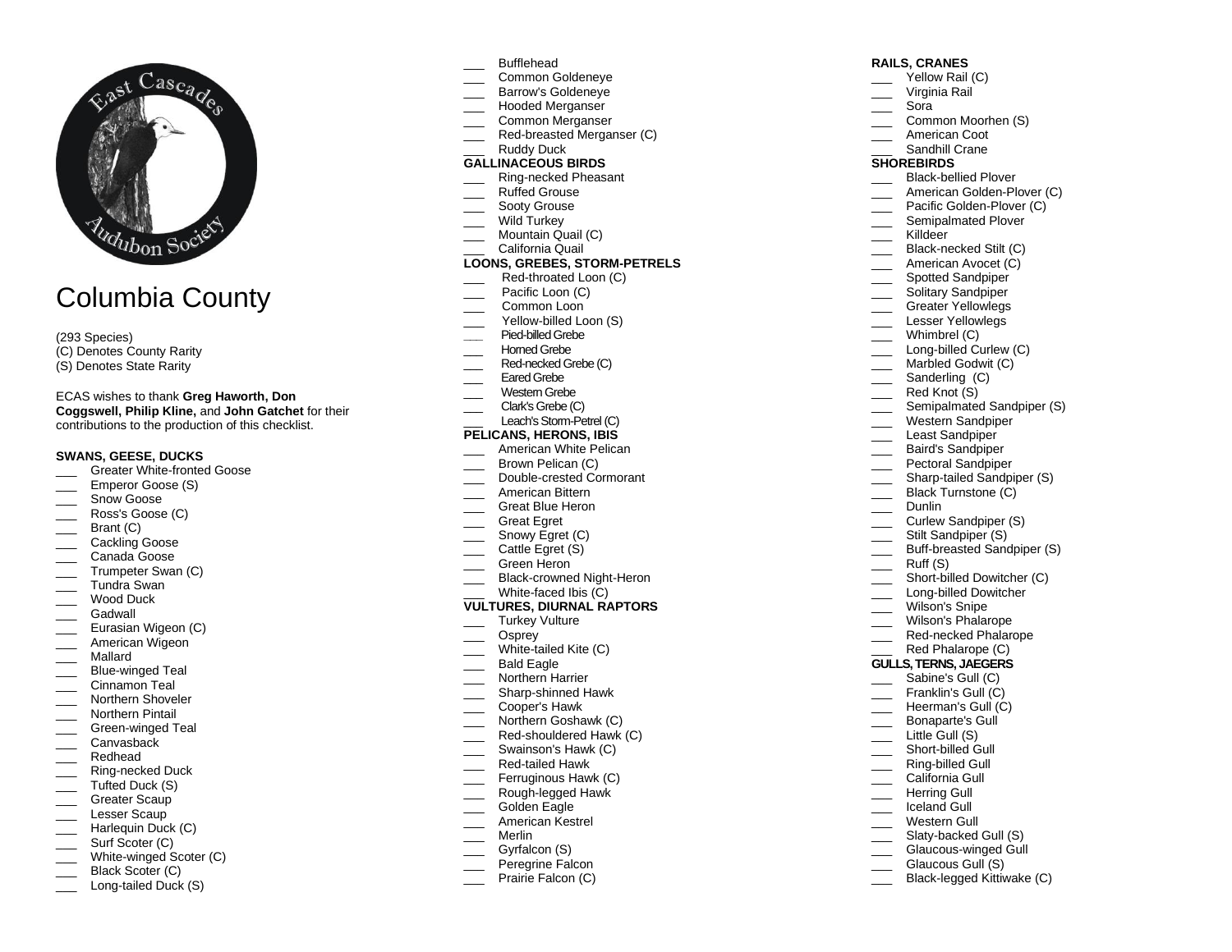# Columbia County

(293 Species)
(C) Denotes County Rarity
(S) Denotes State Rarity

ECAS wishes to thank **Greg Haworth, Don Coggswell, Philip Kline,** and **John Gatchet** for their contributions to the production of this checklist.

**SWANS, GEESE, DUCKS**

- ___ Greater White-fronted Goose
- ___ Emperor Goose (S)
- ___ Snow Goose
- ___ Ross's Goose (C)
- ___ Brant (C)
- ___ Cackling Goose
- ___ Canada Goose
- ___ Trumpeter Swan (C)
- ___ Tundra Swan
- ___ Wood Duck
- ___ Gadwall
- ___ Eurasian Wigeon (C)
- ___ American Wigeon
- ___ Mallard
- ___ Blue-winged Teal
- ___ Cinnamon Teal
- ___ Northern Shoveler
- ___ Northern Pintail
- ___ Green-winged Teal
- ___ Canvasback
- ___ Redhead
- ___ Ring-necked Duck
- ___ Tufted Duck (S)
- ___ Greater Scaup
- ___ Lesser Scaup
- ___ Harlequin Duck (C)
- ___ Surf Scoter (C)
- ___ White-winged Scoter (C)
- ___ Black Scoter (C)
- ___ Long-tailed Duck (S)
- ___ Bufflehead
- ___ Common Goldeneye
- ___ Barrow's Goldeneye
- ___ Hooded Merganser
- ___ Common Merganser
- ___ Red-breasted Merganser (C)
- ___ Ruddy Duck

**GALLINACEOUS BIRDS**

- ___ Ring-necked Pheasant
- ___ Ruffed Grouse
- ___ Sooty Grouse
- ___ Wild Turkey
- ___ Mountain Quail (C)
- ___ California Quail

**LOONS, GREBES, STORM-PETRELS**

- ___ Red-throated Loon (C)
- ___ Pacific Loon (C)
- ___ Common Loon
- ___ Yellow-billed Loon (S)
- ___ Pied-billed Grebe
- ___ Horned Grebe
- ___ Red-necked Grebe (C)
- ___ Eared Grebe
- ___ Western Grebe
- ___ Clark's Grebe (C)
- ___ Leach's Storm-Petrel (C)

**PELICANS, HERONS, IBIS**

- ___ American White Pelican
- ___ Brown Pelican (C)
- ___ Double-crested Cormorant
- ___ American Bittern
- ___ Great Blue Heron
- ___ Great Egret
- ___ Snowy Egret (C)
- ___ Cattle Egret (S)
- ___ Green Heron
- ___ Black-crowned Night-Heron
- ___ White-faced Ibis (C)

**VULTURES, DIURNAL RAPTORS**

- ___ Turkey Vulture
- ___ Osprey
- ___ White-tailed Kite (C)
- ___ Bald Eagle
- ___ Northern Harrier
- ___ Sharp-shinned Hawk
- ___ Cooper's Hawk
- ___ Northern Goshawk (C)
- ___ Red-shouldered Hawk (C)
- ___ Swainson's Hawk (C)
- ___ Red-tailed Hawk
- ___ Ferruginous Hawk (C)
- ___ Rough-legged Hawk
- ___ Golden Eagle
- ___ American Kestrel
- ___ Merlin
- ___ Gyrfalcon (S)
- ___ Peregrine Falcon
- ___ Prairie Falcon (C)

**RAILS, CRANES**

- ___ Yellow Rail (C)
- ___ Virginia Rail
- ___ Sora
- ___ Common Moorhen (S)
- ___ American Coot
- ___ Sandhill Crane

**SHOREBIRDS**

- ___ Black-bellied Plover
- ___ American Golden-Plover (C)
- ___ Pacific Golden-Plover (C)
- ___ Semipalmated Plover
- ___ Killdeer
- ___ Black-necked Stilt (C)
- ___ American Avocet (C)
- ___ Spotted Sandpiper
- ___ Solitary Sandpiper
- ___ Greater Yellowlegs
- ___ Lesser Yellowlegs
- ___ Whimbrel (C)
- ___ Long-billed Curlew (C)
- ___ Marbled Godwit (C)
- ___ Sanderling (C)
- ___ Red Knot (S)
- ___ Semipalmated Sandpiper (S)
- ___ Western Sandpiper
- ___ Least Sandpiper
- ___ Baird's Sandpiper
- ___ Pectoral Sandpiper
- ___ Sharp-tailed Sandpiper (S)
- ___ Black Turnstone (C)
- ___ Dunlin
- ___ Curlew Sandpiper (S)
- ___ Stilt Sandpiper (S)
- ___ Buff-breasted Sandpiper (S)
- ___ Ruff (S)
- ___ Short-billed Dowitcher (C)
- ___ Long-billed Dowitcher
- ___ Wilson's Snipe
- ___ Wilson's Phalarope
- ___ Red-necked Phalarope
- ___ Red Phalarope (C)

**GULLS, TERNS, JAEGERS**

- ___ Sabine's Gull (C)
- ___ Franklin's Gull (C)
- ___ Heerman's Gull (C)
- ___ Bonaparte's Gull
- ___ Little Gull (S)
- ___ Short-billed Gull
- ___ Ring-billed Gull
- ___ California Gull
- ___ Herring Gull
- ___ Iceland Gull
- ___ Western Gull
- ___ Slaty-backed Gull (S)
- ___ Glaucous-winged Gull
- ___ Glaucous Gull (S)
- ___ Black-legged Kittiwake (C)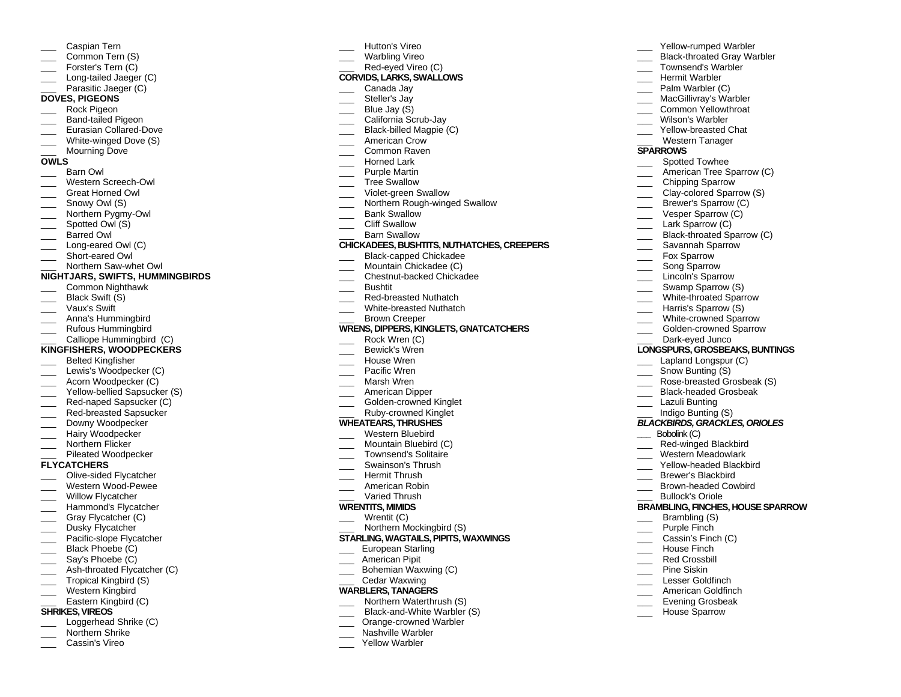___ Caspian Tern
___ Common Tern (S)
___ Forster's Tern (C)
___ Long-tailed Jaeger (C)
___ Parasitic Jaeger (C)

**DOVES, PIGEONS**

___ Rock Pigeon
___ Band-tailed Pigeon
___ Eurasian Collared-Dove
___ White-winged Dove (S)
___ Mourning Dove

**OWLS**

___ Barn Owl
___ Western Screech-Owl
___ Great Horned Owl
___ Snowy Owl (S)
___ Northern Pygmy-Owl
___ Spotted Owl (S)
___ Barred Owl
___ Long-eared Owl (C)
___ Short-eared Owl
___ Northern Saw-whet Owl

**NIGHTJARS, SWIFTS, HUMMINGBIRDS**

___ Common Nighthawk
___ Black Swift (S)
___ Vaux's Swift
___ Anna's Hummingbird
___ Rufous Hummingbird
___ Calliope Hummingbird (C)

**KINGFISHERS, WOODPECKERS**

___ Belted Kingfisher
___ Lewis's Woodpecker (C)
___ Acorn Woodpecker (C)
___ Yellow-bellied Sapsucker (S)
___ Red-naped Sapsucker (C)
___ Red-breasted Sapsucker
___ Downy Woodpecker
___ Hairy Woodpecker
___ Northern Flicker
___ Pileated Woodpecker

**FLYCATCHERS**

___ Olive-sided Flycatcher
___ Western Wood-Pewee
___ Willow Flycatcher
___ Hammond's Flycatcher
___ Gray Flycatcher (C)
___ Dusky Flycatcher
___ Pacific-slope Flycatcher
___ Black Phoebe (C)
___ Say's Phoebe (C)
___ Ash-throated Flycatcher (C)
___ Tropical Kingbird (S)
___ Western Kingbird
___ Eastern Kingbird (C)

**SHRIKES, VIREOS**

___ Loggerhead Shrike (C)
___ Northern Shrike
___ Cassin's Vireo
___ Hutton's Vireo
___ Warbling Vireo
___ Red-eyed Vireo (C)

**CORVIDS, LARKS, SWALLOWS**

___ Canada Jay
___ Steller's Jay
___ Blue Jay (S)
___ California Scrub-Jay
___ Black-billed Magpie (C)
___ American Crow
___ Common Raven
___ Horned Lark
___ Purple Martin
___ Tree Swallow
___ Violet-green Swallow
___ Northern Rough-winged Swallow
___ Bank Swallow
___ Cliff Swallow
___ Barn Swallow

**CHICKADEES, BUSHTITS, NUTHATCHES, CREEPERS**

___ Black-capped Chickadee
___ Mountain Chickadee (C)
___ Chestnut-backed Chickadee
___ Bushtit
___ Red-breasted Nuthatch
___ White-breasted Nuthatch
___ Brown Creeper

**WRENS, DIPPERS, KINGLETS, GNATCATCHERS**

___ Rock Wren (C)
___ Bewick's Wren
___ House Wren
___ Pacific Wren
___ Marsh Wren
___ American Dipper
___ Golden-crowned Kinglet
___ Ruby-crowned Kinglet

**WHEATEARS, THRUSHES**

___ Western Bluebird
___ Mountain Bluebird (C)
___ Townsend's Solitaire
___ Swainson's Thrush
___ Hermit Thrush
___ American Robin
___ Varied Thrush

**WRENTITS, MIMIDS**

___ Wrentit (C)
___ Northern Mockingbird (S)

**STARLING, WAGTAILS, PIPITS, WAXWINGS**

___ European Starling
___ American Pipit
___ Bohemian Waxwing (C)
___ Cedar Waxwing

**WARBLERS, TANAGERS**

___ Northern Waterthrush (S)
___ Black-and-White Warbler (S)
___ Orange-crowned Warbler
___ Nashville Warbler
___ Yellow Warbler
___ Yellow-rumped Warbler
___ Black-throated Gray Warbler
___ Townsend's Warbler
___ Hermit Warbler
___ Palm Warbler (C)
___ MacGillivray's Warbler
___ Common Yellowthroat
___ Wilson's Warbler
___ Yellow-breasted Chat
___ Western Tanager

**SPARROWS**

___ Spotted Towhee
___ American Tree Sparrow (C)
___ Chipping Sparrow
___ Clay-colored Sparrow (S)
___ Brewer's Sparrow (C)
___ Vesper Sparrow (C)
___ Lark Sparrow (C)
___ Black-throated Sparrow (C)
___ Savannah Sparrow
___ Fox Sparrow
___ Song Sparrow
___ Lincoln's Sparrow
___ Swamp Sparrow (S)
___ White-throated Sparrow
___ Harris's Sparrow (S)
___ White-crowned Sparrow
___ Golden-crowned Sparrow
___ Dark-eyed Junco

**LONGSPURS, GROSBEAKS, BUNTINGS**

___ Lapland Longspur (C)
___ Snow Bunting (S)
___ Rose-breasted Grosbeak (S)
___ Black-headed Grosbeak
___ Lazuli Bunting
___ Indigo Bunting (S)

***BLACKBIRDS, GRACKLES, ORIOLES***

___ Bobolink (C)
___ Red-winged Blackbird
___ Western Meadowlark
___ Yellow-headed Blackbird
___ Brewer's Blackbird
___ Brown-headed Cowbird
___ Bullock's Oriole

**BRAMBLING, FINCHES, HOUSE SPARROW**

___ Brambling (S)
___ Purple Finch
___ Cassin's Finch (C)
___ House Finch
___ Red Crossbill
___ Pine Siskin
___ Lesser Goldfinch
___ American Goldfinch
___ Evening Grosbeak
___ House Sparrow